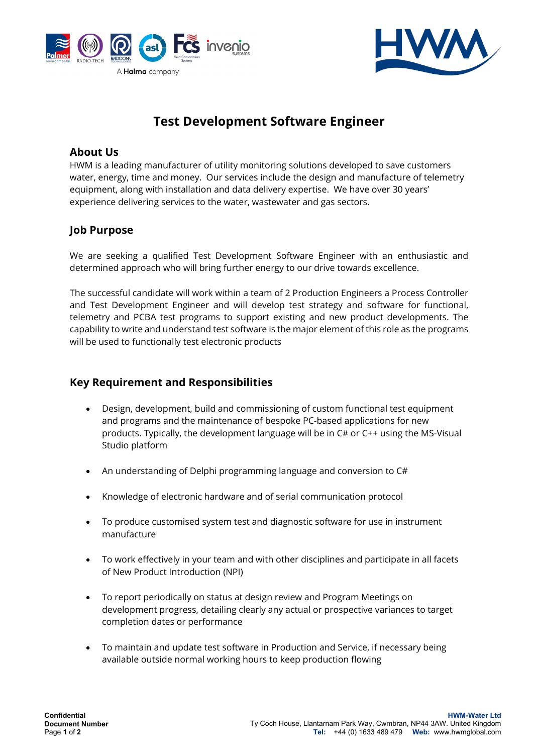# Test Development Software Engineer

## About Us

HWM is a leading manufacturer of utility monitoring solutions developed to save customers water, energy, time and money. Our services include the design and manufacture of telemetry equipment, along with installation and data delivery expertise. We have over 30 years' experience delivering services to the water, wastewater and gas sectors.

## Job Purpose

We are seeking a qualified Test Development Software Engineer with an enthusiastic and determined approach who will bring further energy to our drive towards excellence.

The successful candidate will work within a team of 2 Production Engineers a Process Controller and Test Development Engineer and will develop test strategy and software for functional, telemetry and PCBA test programs to support existing and new product developments. The capability to write and understand test software is the major element of this role as the programs will be used to functionally test electronic products

## Key Requirement and Responsibilities

- Design, development, build and commissioning of custom functional test equipment and programs and the maintenance of bespoke PC-based applications for new products. Typically, the development language will be in C# or C++ using the MS-Visual Studio platform
- An understanding of Delphi programming language and conversion to C#
- Knowledge of electronic hardware and of serial communication protocol
- To produce customised system test and diagnostic software for use in instrument manufacture
- To work effectively in your team and with other disciplines and participate in all facets of New Product Introduction (NPI)
- To report periodically on status at design review and Program Meetings on development progress, detailing clearly any actual or prospective variances to target completion dates or performance
- To maintain and update test software in Production and Service, if necessary being available outside normal working hours to keep production flowing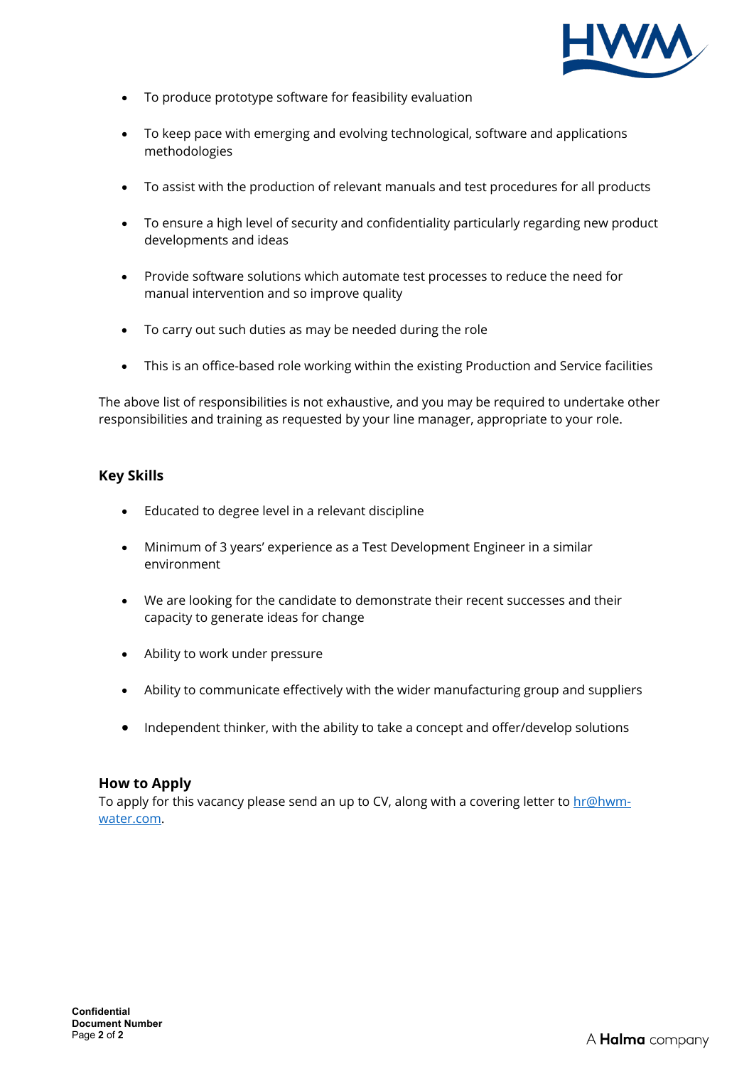- To produce prototype software for feasibility evaluation
- To keep pace with emerging and evolving technological, software and applications methodologies
- To assist with the production of relevant manuals and test procedures for all products
- To ensure a high level of security and confidentiality particularly regarding new product developments and ideas
- Provide software solutions which automate test processes to reduce the need for manual intervention and so improve quality
- To carry out such duties as may be needed during the role
- This is an office-based role working within the existing Production and Service facilities

The above list of responsibilities is not exhaustive, and you may be required to undertake other responsibilities and training as requested by your line manager, appropriate to your role.

### Key Skills

- Educated to degree level in a relevant discipline
- Minimum of 3 years' experience as a Test Development Engineer in a similar environment
- We are looking for the candidate to demonstrate their recent successes and their capacity to generate ideas for change
- Ability to work under pressure
- Ability to communicate effectively with the wider manufacturing group and suppliers
- Independent thinker, with the ability to take a concept and offer/develop solutions

### How to Apply

To apply for this vacancy please send an up to CV, along with a covering letter to hr@hwm-water.com.